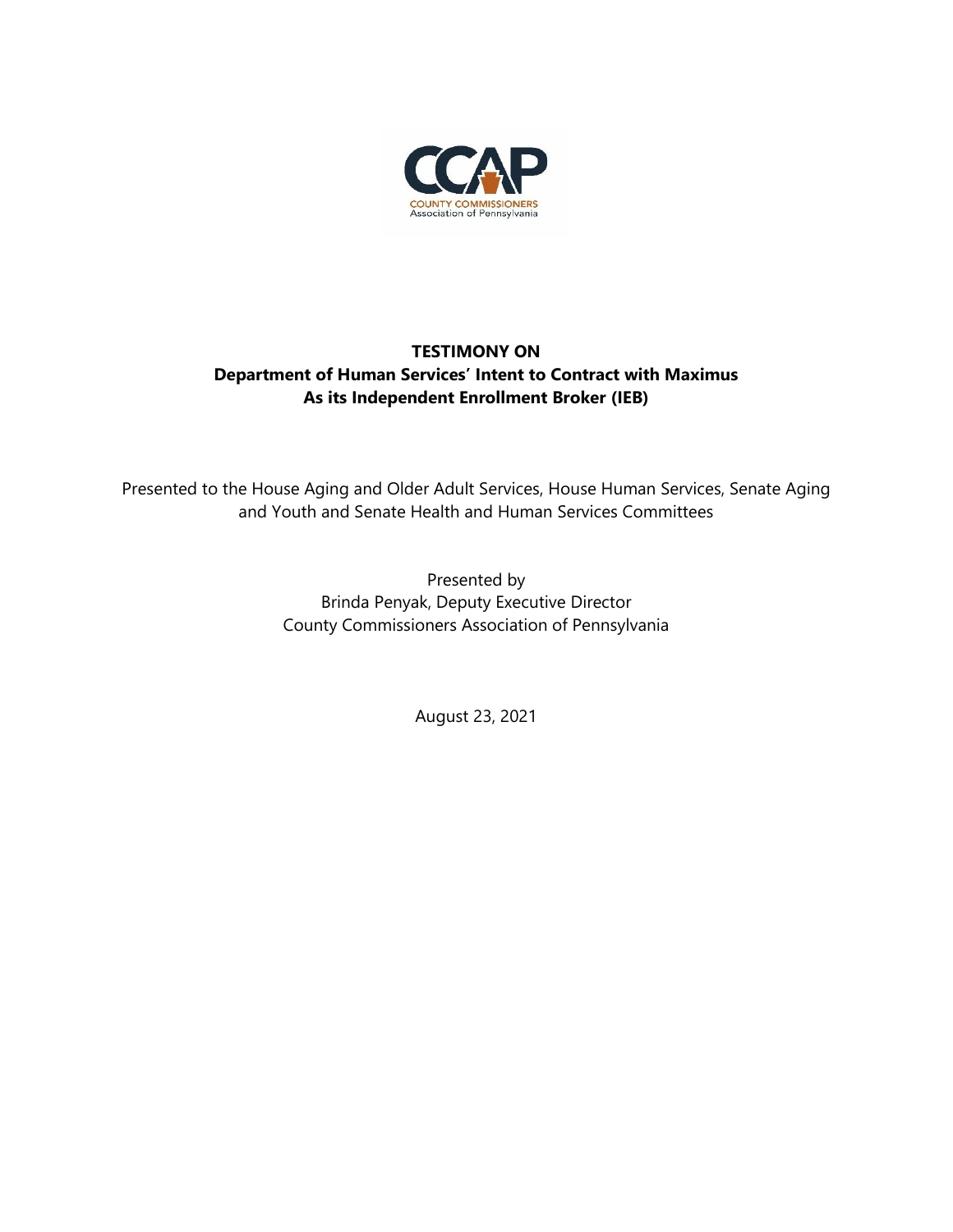CCAP

COUNTY COMMISSIONERS
Association of Pennsylvania

**TESTIMONY ON**
**Department of Human Services' Intent to Contract with Maximus**
**As its Independent Enrollment Broker (IEB)**

Presented to the House Aging and Older Adult Services, House Human Services, Senate Aging and Youth and Senate Health and Human Services Committees

Presented by
Brinda Penyak, Deputy Executive Director
County Commissioners Association of Pennsylvania

August 23, 2021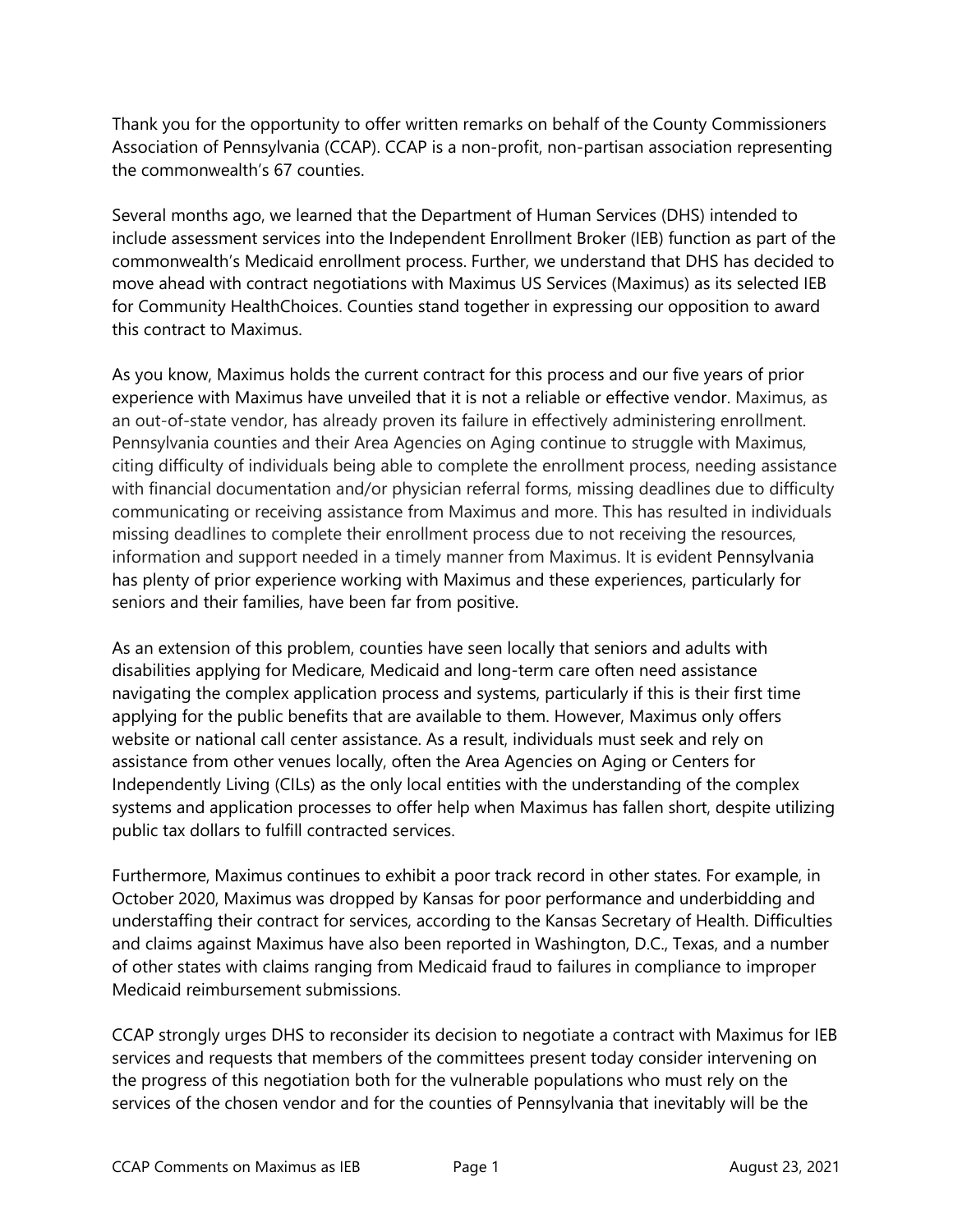Thank you for the opportunity to offer written remarks on behalf of the County Commissioners Association of Pennsylvania (CCAP). CCAP is a non-profit, non-partisan association representing the commonwealth's 67 counties.

Several months ago, we learned that the Department of Human Services (DHS) intended to include assessment services into the Independent Enrollment Broker (IEB) function as part of the commonwealth's Medicaid enrollment process. Further, we understand that DHS has decided to move ahead with contract negotiations with Maximus US Services (Maximus) as its selected IEB for Community HealthChoices. Counties stand together in expressing our opposition to award this contract to Maximus.

As you know, Maximus holds the current contract for this process and our five years of prior experience with Maximus have unveiled that it is not a reliable or effective vendor. Maximus, as an out-of-state vendor, has already proven its failure in effectively administering enrollment. Pennsylvania counties and their Area Agencies on Aging continue to struggle with Maximus, citing difficulty of individuals being able to complete the enrollment process, needing assistance with financial documentation and/or physician referral forms, missing deadlines due to difficulty communicating or receiving assistance from Maximus and more. This has resulted in individuals missing deadlines to complete their enrollment process due to not receiving the resources, information and support needed in a timely manner from Maximus. It is evident Pennsylvania has plenty of prior experience working with Maximus and these experiences, particularly for seniors and their families, have been far from positive.

As an extension of this problem, counties have seen locally that seniors and adults with disabilities applying for Medicare, Medicaid and long-term care often need assistance navigating the complex application process and systems, particularly if this is their first time applying for the public benefits that are available to them. However, Maximus only offers website or national call center assistance. As a result, individuals must seek and rely on assistance from other venues locally, often the Area Agencies on Aging or Centers for Independently Living (CILs) as the only local entities with the understanding of the complex systems and application processes to offer help when Maximus has fallen short, despite utilizing public tax dollars to fulfill contracted services.

Furthermore, Maximus continues to exhibit a poor track record in other states. For example, in October 2020, Maximus was dropped by Kansas for poor performance and underbidding and understaffing their contract for services, according to the Kansas Secretary of Health. Difficulties and claims against Maximus have also been reported in Washington, D.C., Texas, and a number of other states with claims ranging from Medicaid fraud to failures in compliance to improper Medicaid reimbursement submissions.

CCAP strongly urges DHS to reconsider its decision to negotiate a contract with Maximus for IEB services and requests that members of the committees present today consider intervening on the progress of this negotiation both for the vulnerable populations who must rely on the services of the chosen vendor and for the counties of Pennsylvania that inevitably will be the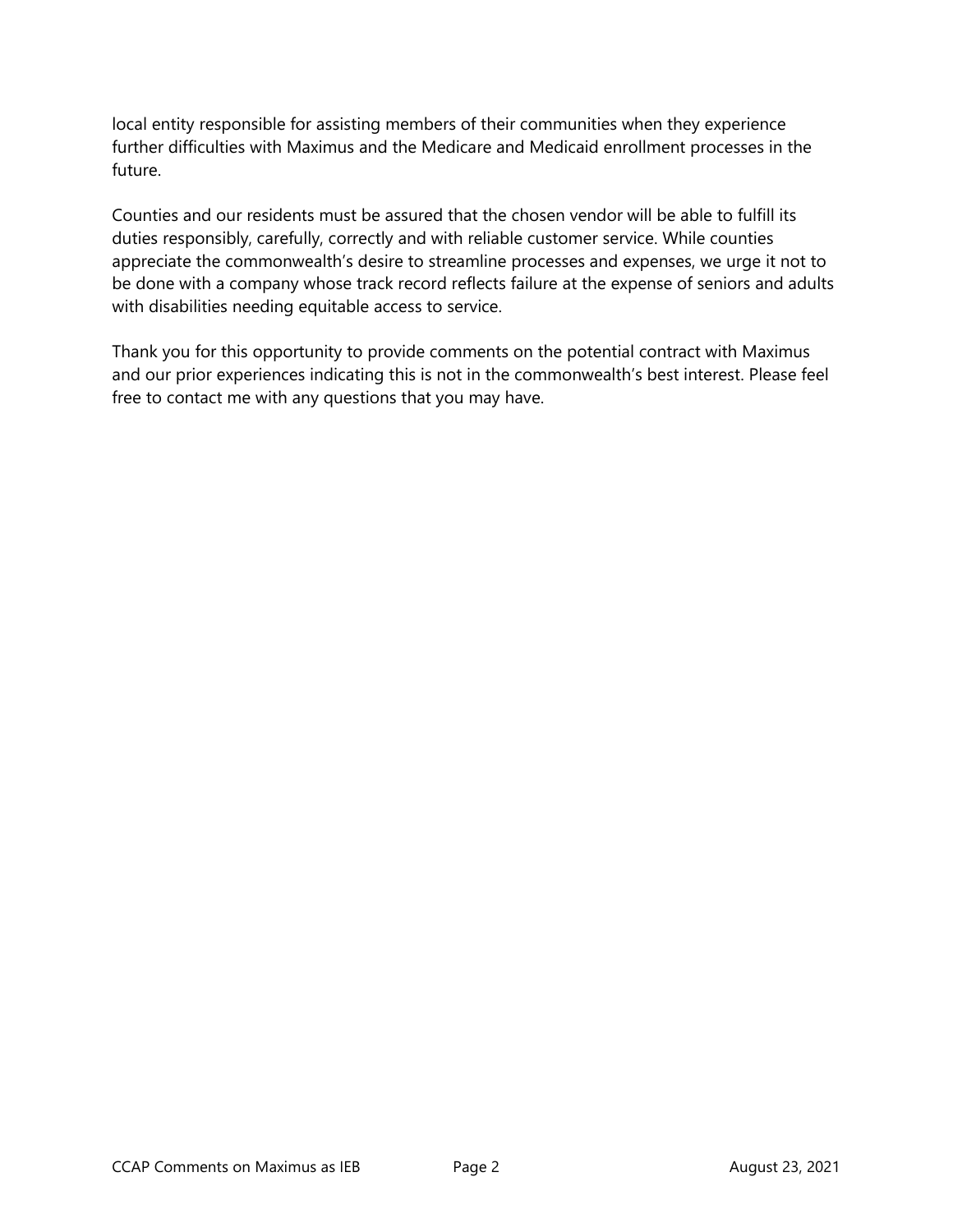local entity responsible for assisting members of their communities when they experience further difficulties with Maximus and the Medicare and Medicaid enrollment processes in the future.

Counties and our residents must be assured that the chosen vendor will be able to fulfill its duties responsibly, carefully, correctly and with reliable customer service. While counties appreciate the commonwealth's desire to streamline processes and expenses, we urge it not to be done with a company whose track record reflects failure at the expense of seniors and adults with disabilities needing equitable access to service.

Thank you for this opportunity to provide comments on the potential contract with Maximus and our prior experiences indicating this is not in the commonwealth's best interest. Please feel free to contact me with any questions that you may have.